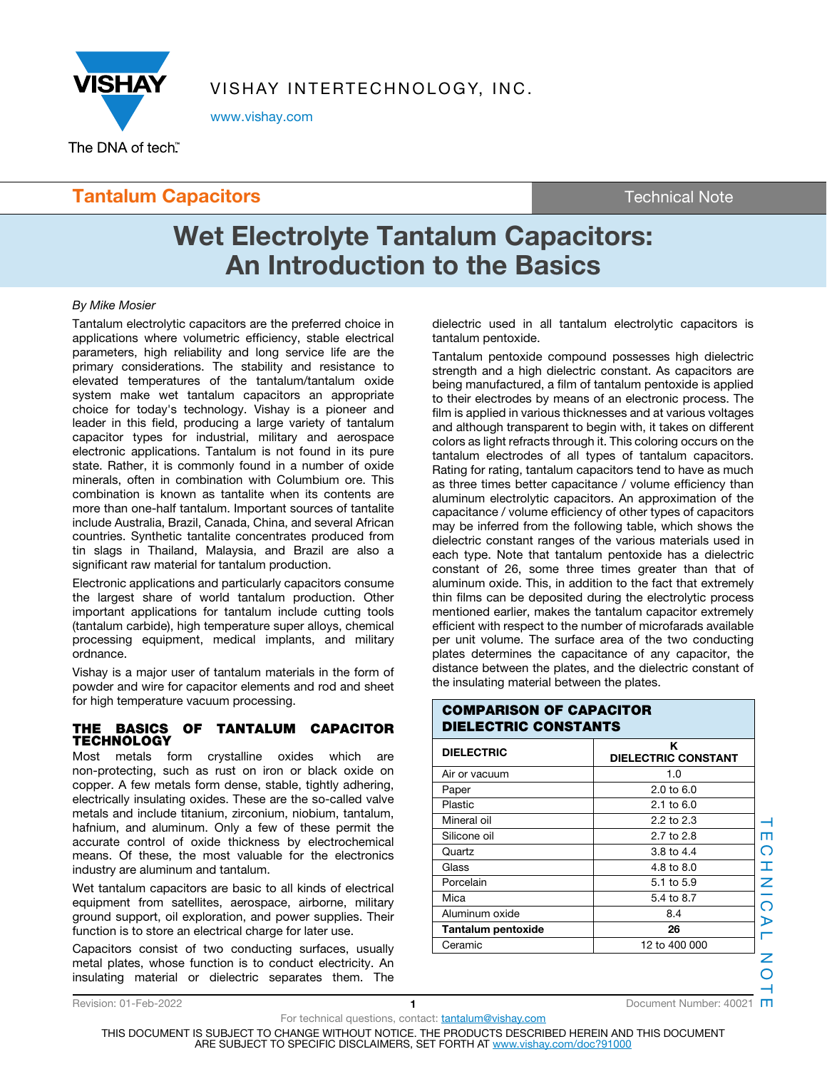VISHAY INTERTECHNOLOGY, INC.

www.vishay.com

**Tantalum Capacitors** — Technical Note

# Wet Electrolyte Tantalum Capacitors: An Introduction to the Basics

*By Mike Mosier*

Tantalum electrolytic capacitors are the preferred choice in applications where volumetric efficiency, stable electrical parameters, high reliability and long service life are the primary considerations. The stability and resistance to elevated temperatures of the tantalum/tantalum oxide system make wet tantalum capacitors an appropriate choice for today's technology. Vishay is a pioneer and leader in this field, producing a large variety of tantalum capacitor types for industrial, military and aerospace electronic applications. Tantalum is not found in its pure state. Rather, it is commonly found in a number of oxide minerals, often in combination with Columbium ore. This combination is known as tantalite when its contents are more than one-half tantalum. Important sources of tantalite include Australia, Brazil, Canada, China, and several African countries. Synthetic tantalite concentrates produced from tin slags in Thailand, Malaysia, and Brazil are also a significant raw material for tantalum production.

Electronic applications and particularly capacitors consume the largest share of world tantalum production. Other important applications for tantalum include cutting tools (tantalum carbide), high temperature super alloys, chemical processing equipment, medical implants, and military ordnance.

Vishay is a major user of tantalum materials in the form of powder and wire for capacitor elements and rod and sheet for high temperature vacuum processing.

## THE BASICS OF TANTALUM CAPACITOR TECHNOLOGY

Most metals form crystalline oxides which are non-protecting, such as rust on iron or black oxide on copper. A few metals form dense, stable, tightly adhering, electrically insulating oxides. These are the so-called valve metals and include titanium, zirconium, niobium, tantalum, hafnium, and aluminum. Only a few of these permit the accurate control of oxide thickness by electrochemical means. Of these, the most valuable for the electronics industry are aluminum and tantalum.

Wet tantalum capacitors are basic to all kinds of electrical equipment from satellites, aerospace, airborne, military ground support, oil exploration, and power supplies. Their function is to store an electrical charge for later use.

Capacitors consist of two conducting surfaces, usually metal plates, whose function is to conduct electricity. An insulating material or dielectric separates them. The dielectric used in all tantalum electrolytic capacitors is tantalum pentoxide.

Tantalum pentoxide compound possesses high dielectric strength and a high dielectric constant. As capacitors are being manufactured, a film of tantalum pentoxide is applied to their electrodes by means of an electronic process. The film is applied in various thicknesses and at various voltages and although transparent to begin with, it takes on different colors as light refracts through it. This coloring occurs on the tantalum electrodes of all types of tantalum capacitors. Rating for rating, tantalum capacitors tend to have as much as three times better capacitance / volume efficiency than aluminum electrolytic capacitors. An approximation of the capacitance / volume efficiency of other types of capacitors may be inferred from the following table, which shows the dielectric constant ranges of the various materials used in each type. Note that tantalum pentoxide has a dielectric constant of 26, some three times greater than that of aluminum oxide. This, in addition to the fact that extremely thin films can be deposited during the electrolytic process mentioned earlier, makes the tantalum capacitor extremely efficient with respect to the number of microfarads available per unit volume. The surface area of the two conducting plates determines the capacitance of any capacitor, the distance between the plates, and the dielectric constant of the insulating material between the plates.

**COMPARISON OF CAPACITOR DIELECTRIC CONSTANTS**

| DIELECTRIC | K DIELECTRIC CONSTANT |
|---|---|
| Air or vacuum | 1.0 |
| Paper | 2.0 to 6.0 |
| Plastic | 2.1 to 6.0 |
| Mineral oil | 2.2 to 2.3 |
| Silicone oil | 2.7 to 2.8 |
| Quartz | 3.8 to 4.4 |
| Glass | 4.8 to 8.0 |
| Porcelain | 5.1 to 5.9 |
| Mica | 5.4 to 8.7 |
| Aluminum oxide | 8.4 |
| **Tantalum pentoxide** | **26** |
| Ceramic | 12 to 400 000 |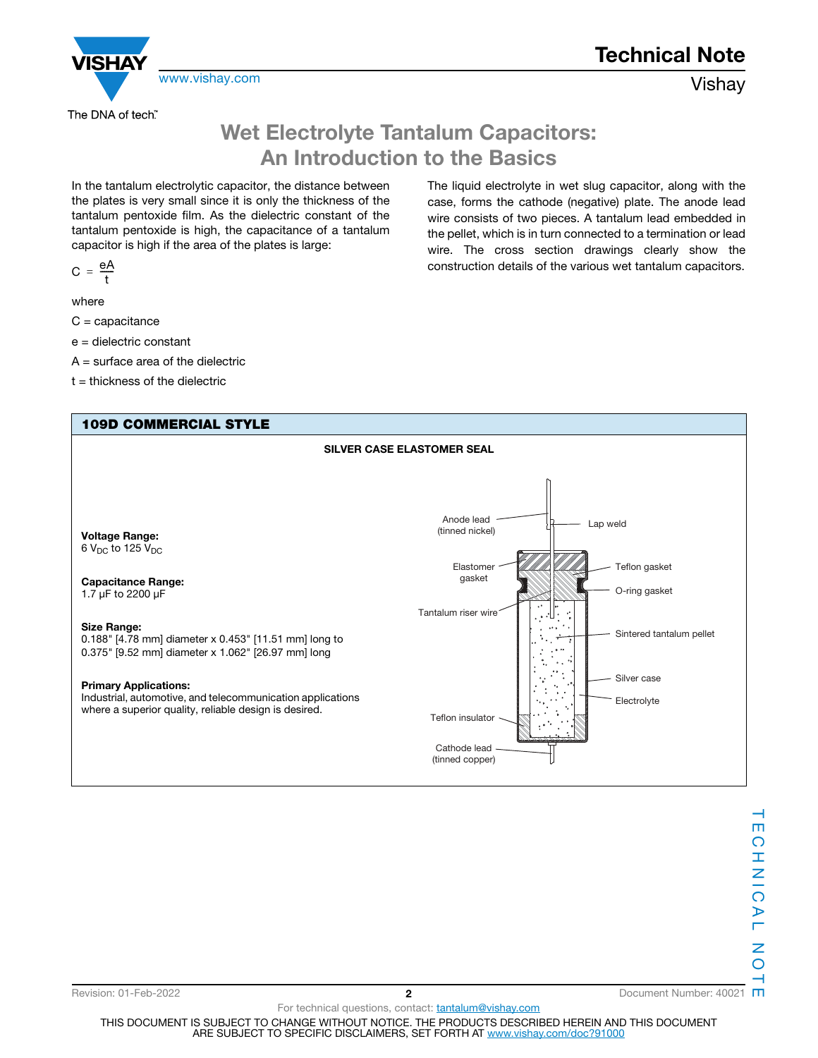# Wet Electrolyte Tantalum Capacitors: An Introduction to the Basics

In the tantalum electrolytic capacitor, the distance between the plates is very small since it is only the thickness of the tantalum pentoxide film. As the dielectric constant of the tantalum pentoxide is high, the capacitance of a tantalum capacitor is high if the area of the plates is large:

$$C = \frac{eA}{t}$$

where

C = capacitance

e = dielectric constant

A = surface area of the dielectric

t = thickness of the dielectric

The liquid electrolyte in wet slug capacitor, along with the case, forms the cathode (negative) plate. The anode lead wire consists of two pieces. A tantalum lead embedded in the pellet, which is in turn connected to a termination or lead wire. The cross section drawings clearly show the construction details of the various wet tantalum capacitors.

## 109D COMMERCIAL STYLE

**SILVER CASE ELASTOMER SEAL**

**Voltage Range:**
6 $V_{DC}$ to 125 $V_{DC}$

**Capacitance Range:**
1.7 µF to 2200 µF

**Size Range:**
0.188" [4.78 mm] diameter x 0.453" [11.51 mm] long to
0.375" [9.52 mm] diameter x 1.062" [26.97 mm] long

**Primary Applications:**
Industrial, automotive, and telecommunication applications where a superior quality, reliable design is desired.

Anode lead (tinned nickel)

Lap weld

Elastomer gasket

Teflon gasket

O-ring gasket

Tantalum riser wire

Sintered tantalum pellet

Silver case

Electrolyte

Teflon insulator

Cathode lead (tinned copper)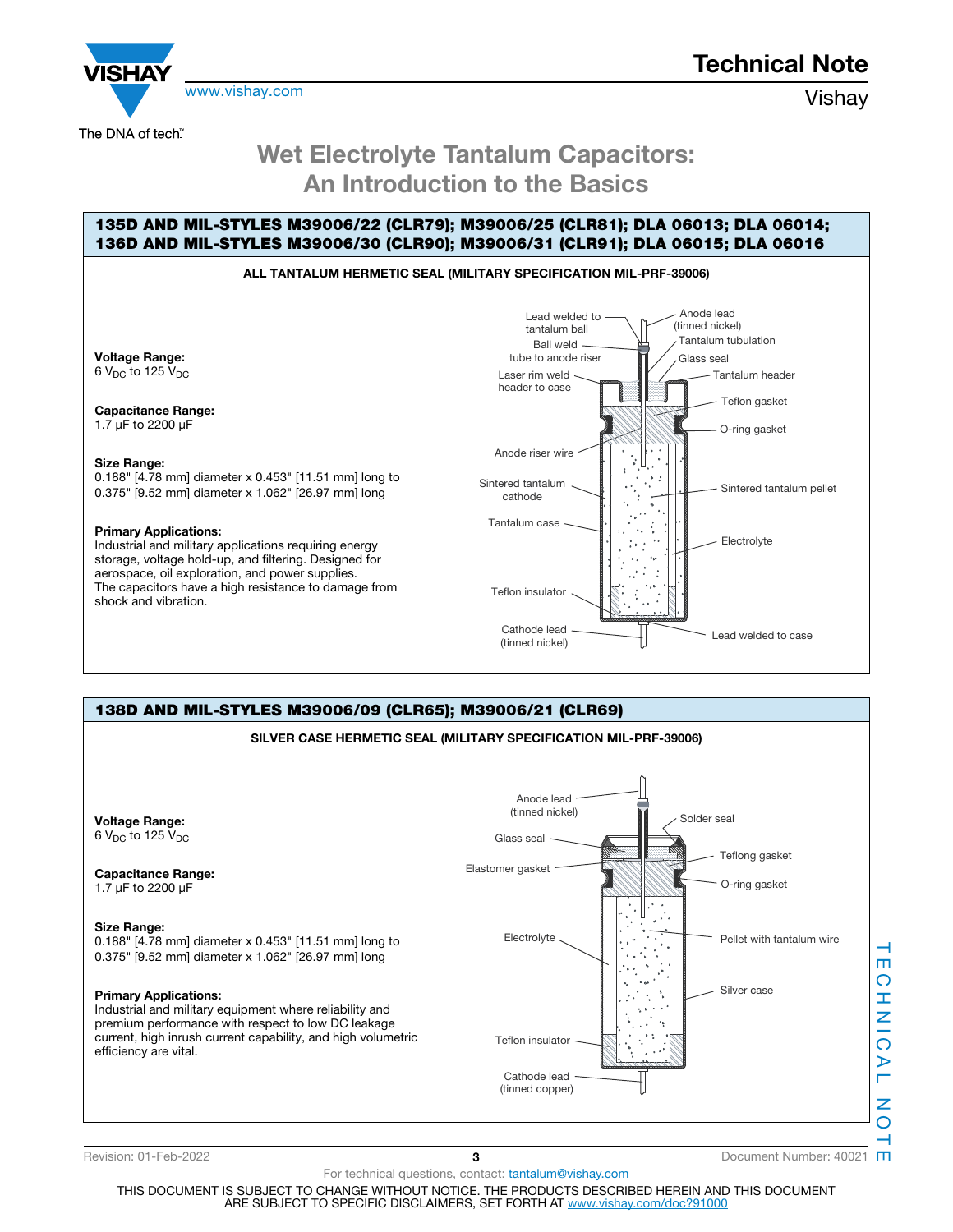# Wet Electrolyte Tantalum Capacitors: An Introduction to the Basics

## 135D AND MIL-STYLES M39006/22 (CLR79); M39006/25 (CLR81); DLA 06013; DLA 06014; 136D AND MIL-STYLES M39006/30 (CLR90); M39006/31 (CLR91); DLA 06015; DLA 06016

**ALL TANTALUM HERMETIC SEAL (MILITARY SPECIFICATION MIL-PRF-39006)**

**Voltage Range:**
6 $V_{DC}$ to 125 $V_{DC}$

**Capacitance Range:**
1.7 µF to 2200 µF

**Size Range:**
0.188" [4.78 mm] diameter x 0.453" [11.51 mm] long to 0.375" [9.52 mm] diameter x 1.062" [26.97 mm] long

**Primary Applications:**
Industrial and military applications requiring energy storage, voltage hold-up, and filtering. Designed for aerospace, oil exploration, and power supplies.
The capacitors have a high resistance to damage from shock and vibration.

Lead welded to tantalum ball
Anode lead (tinned nickel)
Ball weld tube to anode riser
Tantalum tubulation
Glass seal
Laser rim weld header to case
Tantalum header
Teflon gasket
O-ring gasket
Anode riser wire
Sintered tantalum cathode
Sintered tantalum pellet
Tantalum case
Electrolyte
Teflon insulator
Cathode lead (tinned nickel)
Lead welded to case

## 138D AND MIL-STYLES M39006/09 (CLR65); M39006/21 (CLR69)

**SILVER CASE HERMETIC SEAL (MILITARY SPECIFICATION MIL-PRF-39006)**

**Voltage Range:**
6 $V_{DC}$ to 125 $V_{DC}$

**Capacitance Range:**
1.7 µF to 2200 µF

**Size Range:**
0.188" [4.78 mm] diameter x 0.453" [11.51 mm] long to 0.375" [9.52 mm] diameter x 1.062" [26.97 mm] long

**Primary Applications:**
Industrial and military equipment where reliability and premium performance with respect to low DC leakage current, high inrush current capability, and high volumetric efficiency are vital.

Anode lead (tinned nickel)
Solder seal
Glass seal
Teflong gasket
Elastomer gasket
O-ring gasket
Electrolyte
Pellet with tantalum wire
Silver case
Teflon insulator
Cathode lead (tinned copper)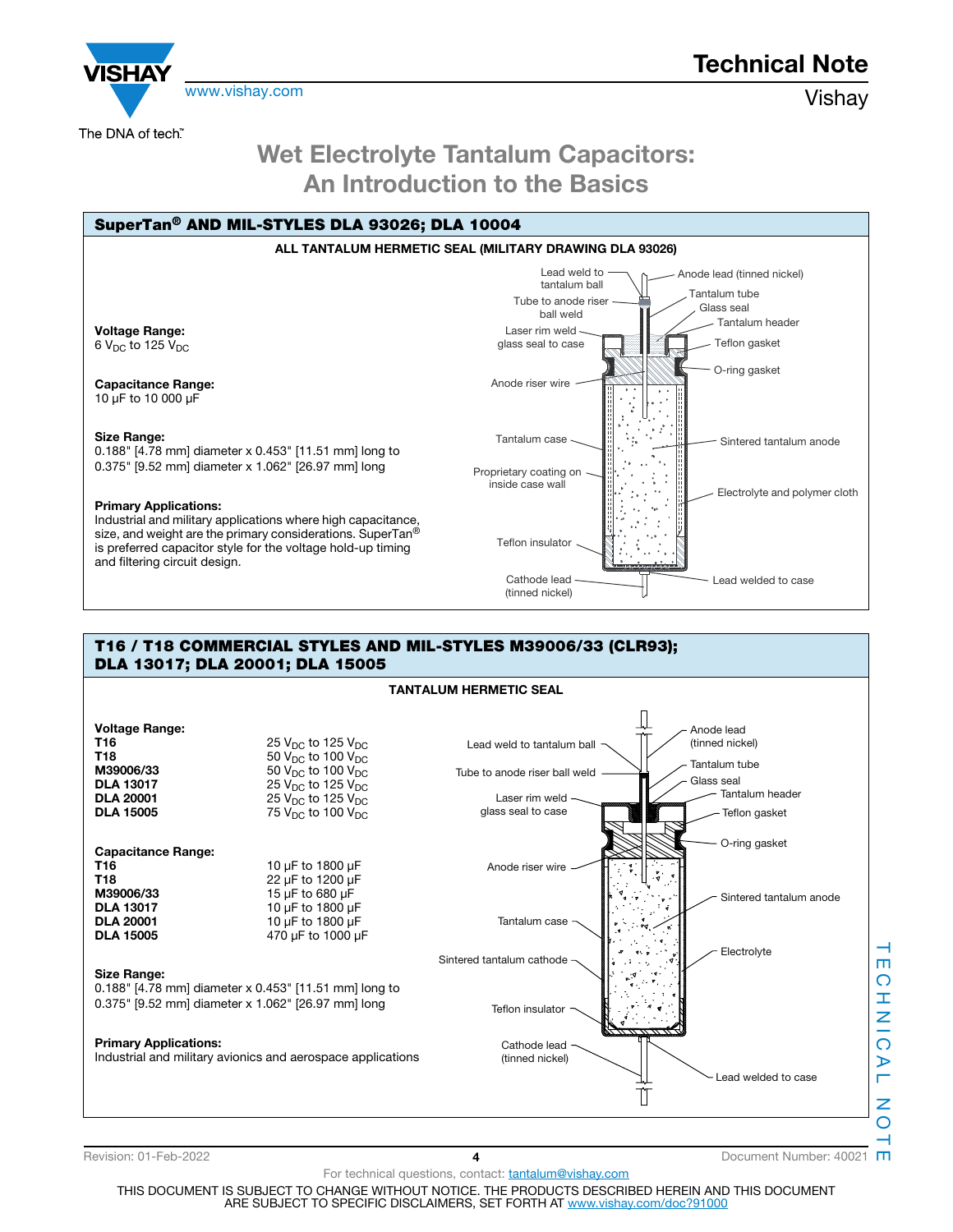# Wet Electrolyte Tantalum Capacitors: An Introduction to the Basics

## SuperTan® AND MIL-STYLES DLA 93026; DLA 10004

**ALL TANTALUM HERMETIC SEAL (MILITARY DRAWING DLA 93026)**

**Voltage Range:**
6 $V_{DC}$ to 125 $V_{DC}$

**Capacitance Range:**
10 µF to 10 000 µF

**Size Range:**
0.188" [4.78 mm] diameter x 0.453" [11.51 mm] long to
0.375" [9.52 mm] diameter x 1.062" [26.97 mm] long

**Primary Applications:**
Industrial and military applications where high capacitance, size, and weight are the primary considerations. SuperTan® is preferred capacitor style for the voltage hold-up timing and filtering circuit design.

Lead weld to tantalum ball; Anode lead (tinned nickel); Tube to anode riser ball weld; Tantalum tube; Glass seal; Tantalum header; Laser rim weld glass seal to case; Teflon gasket; O-ring gasket; Anode riser wire; Tantalum case; Sintered tantalum anode; Proprietary coating on inside case wall; Electrolyte and polymer cloth; Teflon insulator; Cathode lead (tinned nickel); Lead welded to case

## T16 / T18 COMMERCIAL STYLES AND MIL-STYLES M39006/33 (CLR93); DLA 13017; DLA 20001; DLA 15005

**TANTALUM HERMETIC SEAL**

**Voltage Range:**

| | |
|---|---|
| **T16** | 25 $V_{DC}$ to 125 $V_{DC}$ |
| **T18** | 50 $V_{DC}$ to 100 $V_{DC}$ |
| **M39006/33** | 50 $V_{DC}$ to 100 $V_{DC}$ |
| **DLA 13017** | 25 $V_{DC}$ to 125 $V_{DC}$ |
| **DLA 20001** | 25 $V_{DC}$ to 125 $V_{DC}$ |
| **DLA 15005** | 75 $V_{DC}$ to 100 $V_{DC}$ |

**Capacitance Range:**

| | |
|---|---|
| **T16** | 10 µF to 1800 µF |
| **T18** | 22 µF to 1200 µF |
| **M39006/33** | 15 µF to 680 µF |
| **DLA 13017** | 10 µF to 1800 µF |
| **DLA 20001** | 10 µF to 1800 µF |
| **DLA 15005** | 470 µF to 1000 µF |

**Size Range:**
0.188" [4.78 mm] diameter x 0.453" [11.51 mm] long to
0.375" [9.52 mm] diameter x 1.062" [26.97 mm] long

**Primary Applications:**
Industrial and military avionics and aerospace applications

Lead weld to tantalum ball; Anode lead (tinned nickel); Tube to anode riser ball weld; Tantalum tube; Glass seal; Laser rim weld glass seal to case; Tantalum header; Teflon gasket; O-ring gasket; Anode riser wire; Sintered tantalum anode; Tantalum case; Sintered tantalum cathode; Electrolyte; Teflon insulator; Cathode lead (tinned nickel); Lead welded to case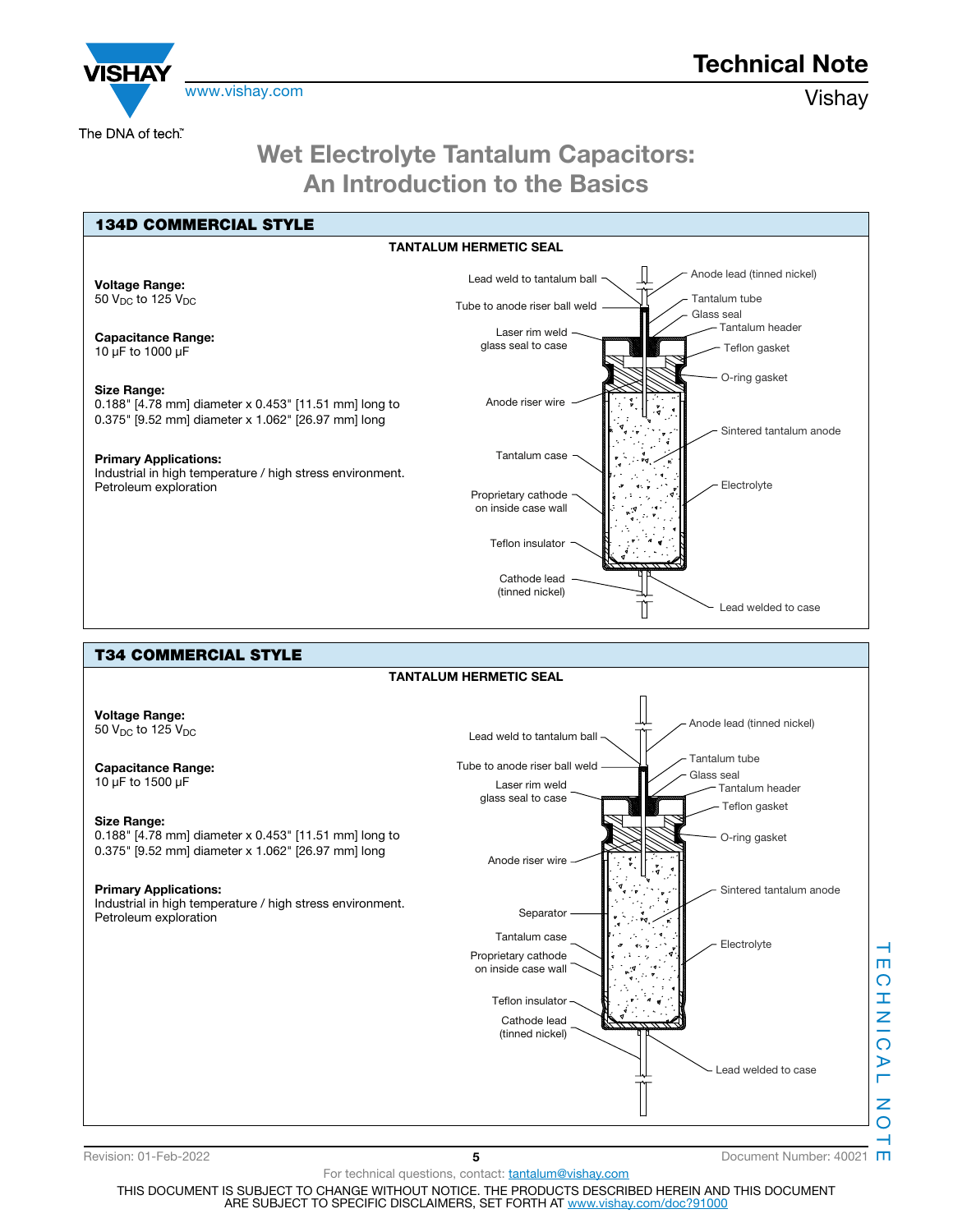# Wet Electrolyte Tantalum Capacitors: An Introduction to the Basics

## 134D COMMERCIAL STYLE

**TANTALUM HERMETIC SEAL**

**Voltage Range:**
50 $V_{DC}$ to 125 $V_{DC}$

**Capacitance Range:**
10 µF to 1000 µF

**Size Range:**
0.188" [4.78 mm] diameter x 0.453" [11.51 mm] long to
0.375" [9.52 mm] diameter x 1.062" [26.97 mm] long

**Primary Applications:**
Industrial in high temperature / high stress environment.
Petroleum exploration

Lead weld to tantalum ball
Tube to anode riser ball weld
Laser rim weld glass seal to case
Anode riser wire
Tantalum case
Proprietary cathode on inside case wall
Teflon insulator
Cathode lead (tinned nickel)
Anode lead (tinned nickel)
Tantalum tube
Glass seal
Tantalum header
Teflon gasket
O-ring gasket
Sintered tantalum anode
Electrolyte
Lead welded to case

## T34 COMMERCIAL STYLE

**TANTALUM HERMETIC SEAL**

**Voltage Range:**
50 $V_{DC}$ to 125 $V_{DC}$

**Capacitance Range:**
10 µF to 1500 µF

**Size Range:**
0.188" [4.78 mm] diameter x 0.453" [11.51 mm] long to
0.375" [9.52 mm] diameter x 1.062" [26.97 mm] long

**Primary Applications:**
Industrial in high temperature / high stress environment.
Petroleum exploration

Lead weld to tantalum ball
Tube to anode riser ball weld
Laser rim weld glass seal to case
Anode riser wire
Separator
Tantalum case
Proprietary cathode on inside case wall
Teflon insulator
Cathode lead (tinned nickel)
Anode lead (tinned nickel)
Tantalum tube
Glass seal
Tantalum header
Teflon gasket
O-ring gasket
Sintered tantalum anode
Electrolyte
Lead welded to case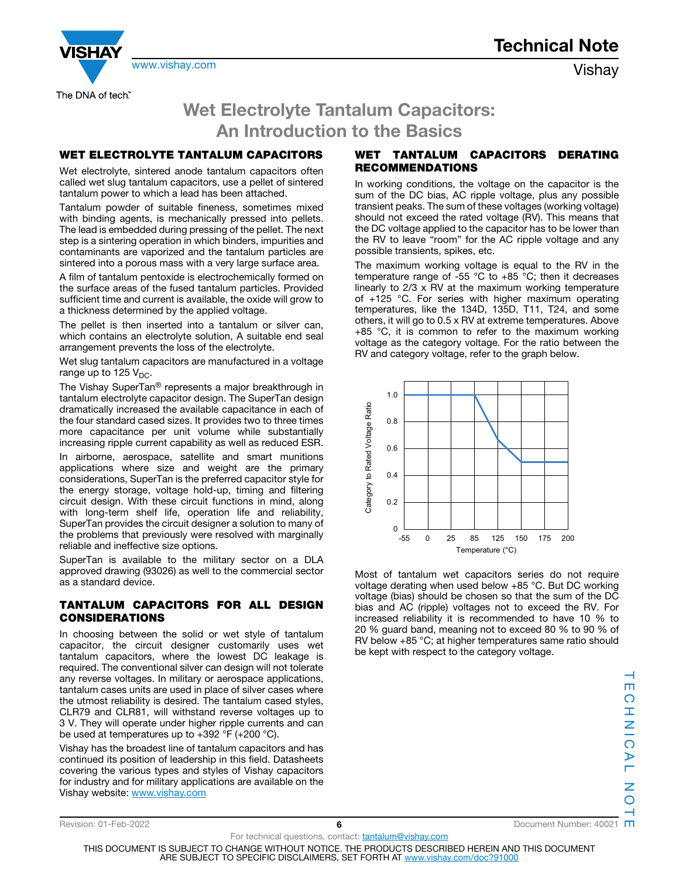# Wet Electrolyte Tantalum Capacitors: An Introduction to the Basics

## WET ELECTROLYTE TANTALUM CAPACITORS

Wet electrolyte, sintered anode tantalum capacitors often called wet slug tantalum capacitors, use a pellet of sintered tantalum power to which a lead has been attached.

Tantalum powder of suitable fineness, sometimes mixed with binding agents, is mechanically pressed into pellets. The lead is embedded during pressing of the pellet. The next step is a sintering operation in which binders, impurities and contaminants are vaporized and the tantalum particles are sintered into a porous mass with a very large surface area.

A film of tantalum pentoxide is electrochemically formed on the surface areas of the fused tantalum particles. Provided sufficient time and current is available, the oxide will grow to a thickness determined by the applied voltage.

The pellet is then inserted into a tantalum or silver can, which contains an electrolyte solution, A suitable end seal arrangement prevents the loss of the electrolyte.

Wet slug tantalum capacitors are manufactured in a voltage range up to 125 $V_{DC}$.

The Vishay SuperTan® represents a major breakthrough in tantalum electrolyte capacitor design. The SuperTan design dramatically increased the available capacitance in each of the four standard cased sizes. It provides two to three times more capacitance per unit volume while substantially increasing ripple current capability as well as reduced ESR.

In airborne, aerospace, satellite and smart munitions applications where size and weight are the primary considerations, SuperTan is the preferred capacitor style for the energy storage, voltage hold-up, timing and filtering circuit design. With these circuit functions in mind, along with long-term shelf life, operation life and reliability, SuperTan provides the circuit designer a solution to many of the problems that previously were resolved with marginally reliable and ineffective size options.

SuperTan is available to the military sector on a DLA approved drawing (93026) as well to the commercial sector as a standard device.

## TANTALUM CAPACITORS FOR ALL DESIGN CONSIDERATIONS

In choosing between the solid or wet style of tantalum capacitor, the circuit designer customarily uses wet tantalum capacitors, where the lowest DC leakage is required. The conventional silver can design will not tolerate any reverse voltages. In military or aerospace applications, tantalum cases units are used in place of silver cases where the utmost reliability is desired. The tantalum cased styles, CLR79 and CLR81, will withstand reverse voltages up to 3 V. They will operate under higher ripple currents and can be used at temperatures up to +392 °F (+200 °C).

Vishay has the broadest line of tantalum capacitors and has continued its position of leadership in this field. Datasheets covering the various types and styles of Vishay capacitors for industry and for military applications are available on the Vishay website: www.vishay.com

## WET TANTALUM CAPACITORS DERATING RECOMMENDATIONS

In working conditions, the voltage on the capacitor is the sum of the DC bias, AC ripple voltage, plus any possible transient peaks. The sum of these voltages (working voltage) should not exceed the rated voltage (RV). This means that the DC voltage applied to the capacitor has to be lower than the RV to leave "room" for the AC ripple voltage and any possible transients, spikes, etc.

The maximum working voltage is equal to the RV in the temperature range of -55 °C to +85 °C; then it decreases linearly to 2/3 x RV at the maximum working temperature of +125 °C. For series with higher maximum operating temperatures, like the 134D, 135D, T11, T24, and some others, it will go to 0.5 x RV at extreme temperatures. Above +85 °C, it is common to refer to the maximum working voltage as the category voltage. For the ratio between the RV and category voltage, refer to the graph below.

Category to Rated Voltage Ratio
1.0
0.8
0.6
0.4
0.2
0
-55 0 25 85 125 150 175 200
Temperature (°C)

Most of tantalum wet capacitors series do not require voltage derating when used below +85 °C. But DC working voltage (bias) should be chosen so that the sum of the DC bias and AC (ripple) voltages not to exceed the RV. For increased reliability it is recommended to have 10 % to 20 % guard band, meaning not to exceed 80 % to 90 % of RV below +85 °C; at higher temperatures same ratio should be kept with respect to the category voltage.